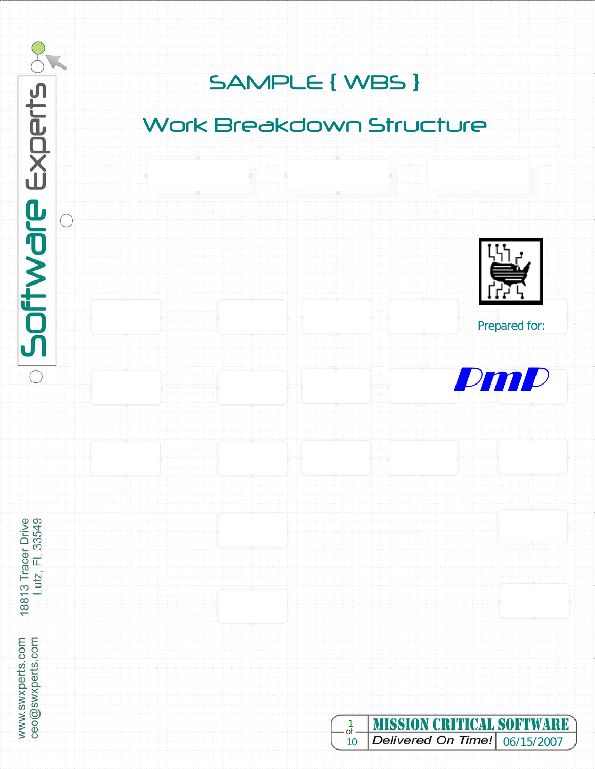# SAMPLE { WBS }

## Work Breakdown Structure

Software Experts

Prepared for:

PmP

18813 Tracer Drive
Lutz, FL 33549

www.swxperts.com
ceo@swxperts.com

MISSION CRITICAL SOFTWARE

*Delivered On Time!* 06/15/2007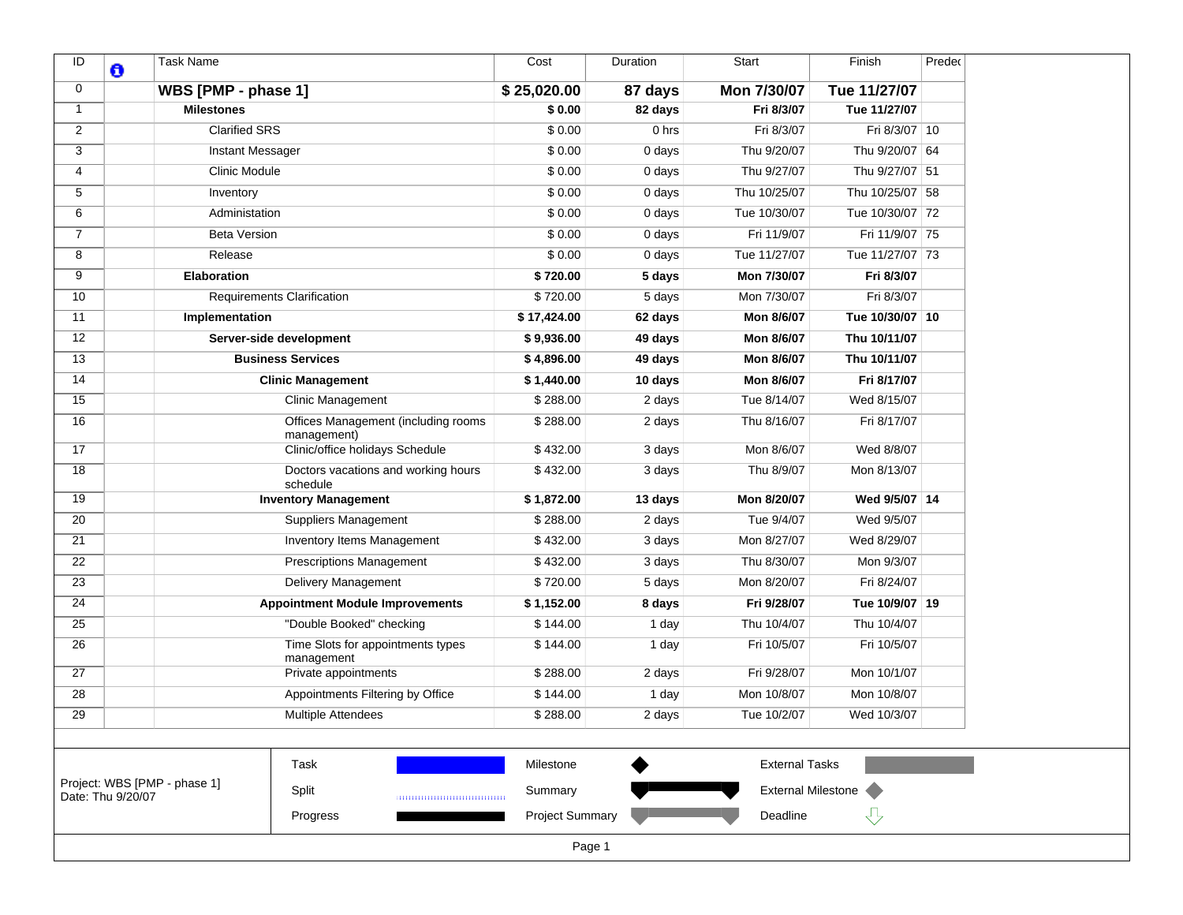| ID | | Task Name | Cost | Duration | Start | Finish | Predec |
|---|---|---|---|---|---|---|---|
| 0 | | **WBS [PMP - phase 1]** | **$ 25,020.00** | **87 days** | **Mon 7/30/07** | **Tue 11/27/07** | |
| 1 | | **Milestones** | **$ 0.00** | **82 days** | **Fri 8/3/07** | **Tue 11/27/07** | |
| 2 | | Clarified SRS | $ 0.00 | 0 hrs | Fri 8/3/07 | Fri 8/3/07 | 10 |
| 3 | | Instant Messager | $ 0.00 | 0 days | Thu 9/20/07 | Thu 9/20/07 | 64 |
| 4 | | Clinic Module | $ 0.00 | 0 days | Thu 9/27/07 | Thu 9/27/07 | 51 |
| 5 | | Inventory | $ 0.00 | 0 days | Thu 10/25/07 | Thu 10/25/07 | 58 |
| 6 | | Administation | $ 0.00 | 0 days | Tue 10/30/07 | Tue 10/30/07 | 72 |
| 7 | | Beta Version | $ 0.00 | 0 days | Fri 11/9/07 | Fri 11/9/07 | 75 |
| 8 | | Release | $ 0.00 | 0 days | Tue 11/27/07 | Tue 11/27/07 | 73 |
| 9 | | **Elaboration** | **$ 720.00** | **5 days** | **Mon 7/30/07** | **Fri 8/3/07** | |
| 10 | | Requirements Clarification | $ 720.00 | 5 days | Mon 7/30/07 | Fri 8/3/07 | |
| 11 | | **Implementation** | **$ 17,424.00** | **62 days** | **Mon 8/6/07** | **Tue 10/30/07** | **10** |
| 12 | | **Server-side development** | **$ 9,936.00** | **49 days** | **Mon 8/6/07** | **Thu 10/11/07** | |
| 13 | | **Business Services** | **$ 4,896.00** | **49 days** | **Mon 8/6/07** | **Thu 10/11/07** | |
| 14 | | **Clinic Management** | **$ 1,440.00** | **10 days** | **Mon 8/6/07** | **Fri 8/17/07** | |
| 15 | | Clinic Management | $ 288.00 | 2 days | Tue 8/14/07 | Wed 8/15/07 | |
| 16 | | Offices Management (including rooms management) | $ 288.00 | 2 days | Thu 8/16/07 | Fri 8/17/07 | |
| 17 | | Clinic/office holidays Schedule | $ 432.00 | 3 days | Mon 8/6/07 | Wed 8/8/07 | |
| 18 | | Doctors vacations and working hours schedule | $ 432.00 | 3 days | Thu 8/9/07 | Mon 8/13/07 | |
| 19 | | **Inventory Management** | **$ 1,872.00** | **13 days** | **Mon 8/20/07** | **Wed 9/5/07** | **14** |
| 20 | | Suppliers Management | $ 288.00 | 2 days | Tue 9/4/07 | Wed 9/5/07 | |
| 21 | | Inventory Items Management | $ 432.00 | 3 days | Mon 8/27/07 | Wed 8/29/07 | |
| 22 | | Prescriptions Management | $ 432.00 | 3 days | Thu 8/30/07 | Mon 9/3/07 | |
| 23 | | Delivery Management | $ 720.00 | 5 days | Mon 8/20/07 | Fri 8/24/07 | |
| 24 | | **Appointment Module Improvements** | **$ 1,152.00** | **8 days** | **Fri 9/28/07** | **Tue 10/9/07** | **19** |
| 25 | | "Double Booked" checking | $ 144.00 | 1 day | Thu 10/4/07 | Thu 10/4/07 | |
| 26 | | Time Slots for appointments types management | $ 144.00 | 1 day | Fri 10/5/07 | Fri 10/5/07 | |
| 27 | | Private appointments | $ 288.00 | 2 days | Fri 9/28/07 | Mon 10/1/07 | |
| 28 | | Appointments Filtering by Office | $ 144.00 | 1 day | Mon 10/8/07 | Mon 10/8/07 | |
| 29 | | Multiple Attendees | $ 288.00 | 2 days | Tue 10/2/07 | Wed 10/3/07 | |

Project: WBS [PMP - phase 1]
Date: Thu 9/20/07

| | | | |
|---|---|---|---|
| Task | Milestone | External Tasks | |
| Split | Summary | External Milestone | |
| Progress | Project Summary | Deadline | |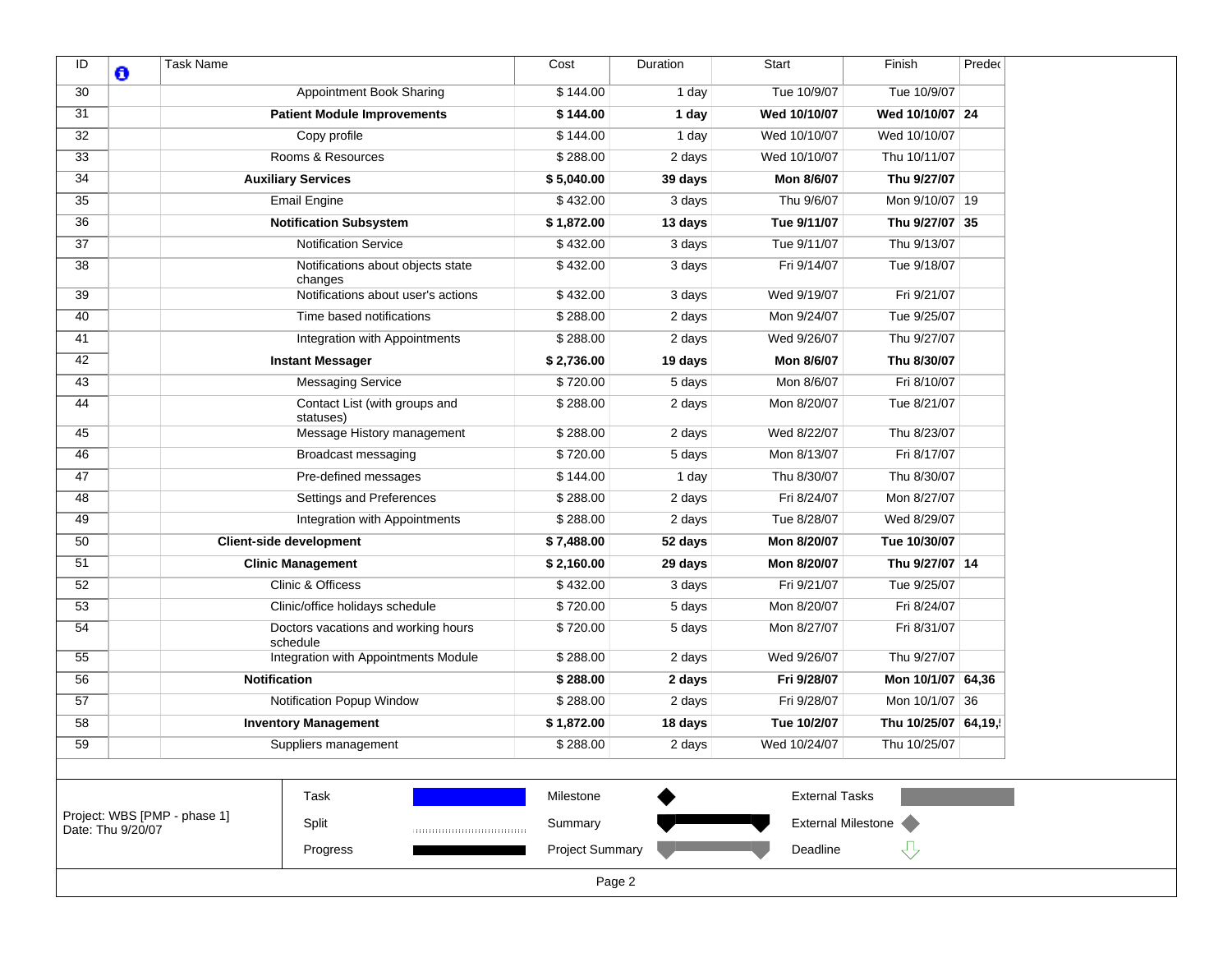| ID | | Task Name | Cost | Duration | Start | Finish | Predec |
|---|---|---|---|---|---|---|---|
| 30 | | Appointment Book Sharing | $ 144.00 | 1 day | Tue 10/9/07 | Tue 10/9/07 | |
| 31 | | **Patient Module Improvements** | **$ 144.00** | **1 day** | **Wed 10/10/07** | **Wed 10/10/07** | **24** |
| 32 | | Copy profile | $ 144.00 | 1 day | Wed 10/10/07 | Wed 10/10/07 | |
| 33 | | Rooms & Resources | $ 288.00 | 2 days | Wed 10/10/07 | Thu 10/11/07 | |
| 34 | | **Auxiliary Services** | **$ 5,040.00** | **39 days** | **Mon 8/6/07** | **Thu 9/27/07** | |
| 35 | | Email Engine | $ 432.00 | 3 days | Thu 9/6/07 | Mon 9/10/07 | 19 |
| 36 | | **Notification Subsystem** | **$ 1,872.00** | **13 days** | **Tue 9/11/07** | **Thu 9/27/07** | **35** |
| 37 | | Notification Service | $ 432.00 | 3 days | Tue 9/11/07 | Thu 9/13/07 | |
| 38 | | Notifications about objects state changes | $ 432.00 | 3 days | Fri 9/14/07 | Tue 9/18/07 | |
| 39 | | Notifications about user's actions | $ 432.00 | 3 days | Wed 9/19/07 | Fri 9/21/07 | |
| 40 | | Time based notifications | $ 288.00 | 2 days | Mon 9/24/07 | Tue 9/25/07 | |
| 41 | | Integration with Appointments | $ 288.00 | 2 days | Wed 9/26/07 | Thu 9/27/07 | |
| 42 | | **Instant Messager** | **$ 2,736.00** | **19 days** | **Mon 8/6/07** | **Thu 8/30/07** | |
| 43 | | Messaging Service | $ 720.00 | 5 days | Mon 8/6/07 | Fri 8/10/07 | |
| 44 | | Contact List (with groups and statuses) | $ 288.00 | 2 days | Mon 8/20/07 | Tue 8/21/07 | |
| 45 | | Message History management | $ 288.00 | 2 days | Wed 8/22/07 | Thu 8/23/07 | |
| 46 | | Broadcast messaging | $ 720.00 | 5 days | Mon 8/13/07 | Fri 8/17/07 | |
| 47 | | Pre-defined messages | $ 144.00 | 1 day | Thu 8/30/07 | Thu 8/30/07 | |
| 48 | | Settings and Preferences | $ 288.00 | 2 days | Fri 8/24/07 | Mon 8/27/07 | |
| 49 | | Integration with Appointments | $ 288.00 | 2 days | Tue 8/28/07 | Wed 8/29/07 | |
| 50 | | **Client-side development** | **$ 7,488.00** | **52 days** | **Mon 8/20/07** | **Tue 10/30/07** | |
| 51 | | **Clinic Management** | **$ 2,160.00** | **29 days** | **Mon 8/20/07** | **Thu 9/27/07** | **14** |
| 52 | | Clinic & Offices | $ 432.00 | 3 days | Fri 9/21/07 | Tue 9/25/07 | |
| 53 | | Clinic/office holidays schedule | $ 720.00 | 5 days | Mon 8/20/07 | Fri 8/24/07 | |
| 54 | | Doctors vacations and working hours schedule | $ 720.00 | 5 days | Mon 8/27/07 | Fri 8/31/07 | |
| 55 | | Integration with Appointments Module | $ 288.00 | 2 days | Wed 9/26/07 | Thu 9/27/07 | |
| 56 | | **Notification** | **$ 288.00** | **2 days** | **Fri 9/28/07** | **Mon 10/1/07** | **64,36** |
| 57 | | Notification Popup Window | $ 288.00 | 2 days | Fri 9/28/07 | Mon 10/1/07 | 36 |
| 58 | | **Inventory Management** | **$ 1,872.00** | **18 days** | **Tue 10/2/07** | **Thu 10/25/07** | **64,19,!** |
| 59 | | Suppliers management | $ 288.00 | 2 days | Wed 10/24/07 | Thu 10/25/07 | |

Project: WBS [PMP - phase 1]
Date: Thu 9/20/07

| Task | Milestone | External Tasks |
|---|---|---|
| Split | Summary | External Milestone |
| Progress | Project Summary | Deadline |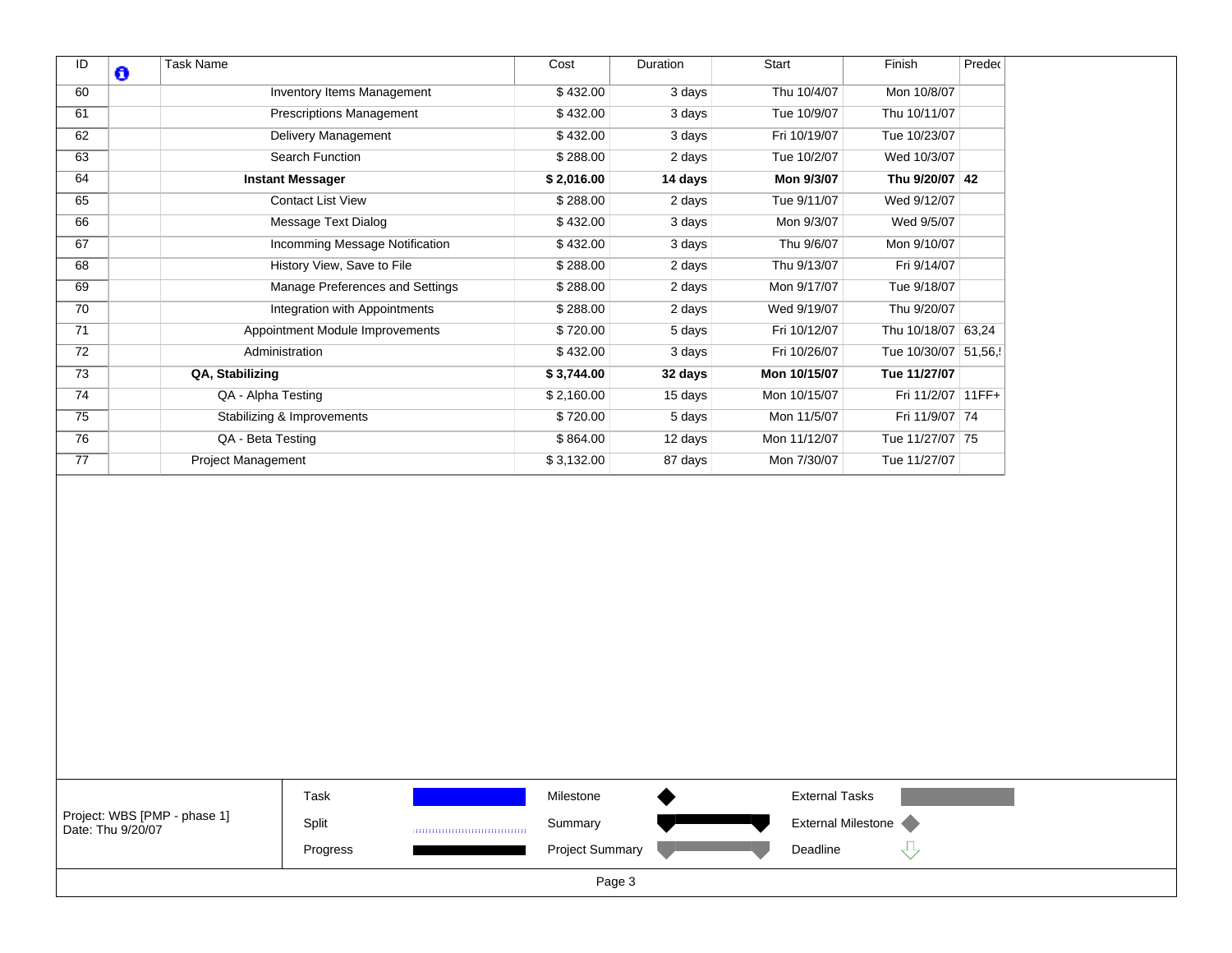| ID | | Task Name | Cost | Duration | Start | Finish | Predec |
|---|---|---|---|---|---|---|---|
| 60 | | Inventory Items Management | $ 432.00 | 3 days | Thu 10/4/07 | Mon 10/8/07 | |
| 61 | | Prescriptions Management | $ 432.00 | 3 days | Tue 10/9/07 | Thu 10/11/07 | |
| 62 | | Delivery Management | $ 432.00 | 3 days | Fri 10/19/07 | Tue 10/23/07 | |
| 63 | | Search Function | $ 288.00 | 2 days | Tue 10/2/07 | Wed 10/3/07 | |
| 64 | | **Instant Messager** | **$ 2,016.00** | **14 days** | **Mon 9/3/07** | **Thu 9/20/07** | **42** |
| 65 | | Contact List View | $ 288.00 | 2 days | Tue 9/11/07 | Wed 9/12/07 | |
| 66 | | Message Text Dialog | $ 432.00 | 3 days | Mon 9/3/07 | Wed 9/5/07 | |
| 67 | | Incomming Message Notification | $ 432.00 | 3 days | Thu 9/6/07 | Mon 9/10/07 | |
| 68 | | History View, Save to File | $ 288.00 | 2 days | Thu 9/13/07 | Fri 9/14/07 | |
| 69 | | Manage Preferences and Settings | $ 288.00 | 2 days | Mon 9/17/07 | Tue 9/18/07 | |
| 70 | | Integration with Appointments | $ 288.00 | 2 days | Wed 9/19/07 | Thu 9/20/07 | |
| 71 | | Appointment Module Improvements | $ 720.00 | 5 days | Fri 10/12/07 | Thu 10/18/07 | 63,24 |
| 72 | | Administration | $ 432.00 | 3 days | Fri 10/26/07 | Tue 10/30/07 | 51,56,! |
| 73 | | **QA, Stabilizing** | **$ 3,744.00** | **32 days** | **Mon 10/15/07** | **Tue 11/27/07** | |
| 74 | | QA - Alpha Testing | $ 2,160.00 | 15 days | Mon 10/15/07 | Fri 11/2/07 | 11FF+ |
| 75 | | Stabilizing & Improvements | $ 720.00 | 5 days | Mon 11/5/07 | Fri 11/9/07 | 74 |
| 76 | | QA - Beta Testing | $ 864.00 | 12 days | Mon 11/12/07 | Tue 11/27/07 | 75 |
| 77 | | Project Management | $ 3,132.00 | 87 days | Mon 7/30/07 | Tue 11/27/07 | |

Project: WBS [PMP - phase 1]
Date: Thu 9/20/07

| Task | Milestone | External Tasks |
|---|---|---|
| Split | Summary | External Milestone |
| Progress | Project Summary | Deadline |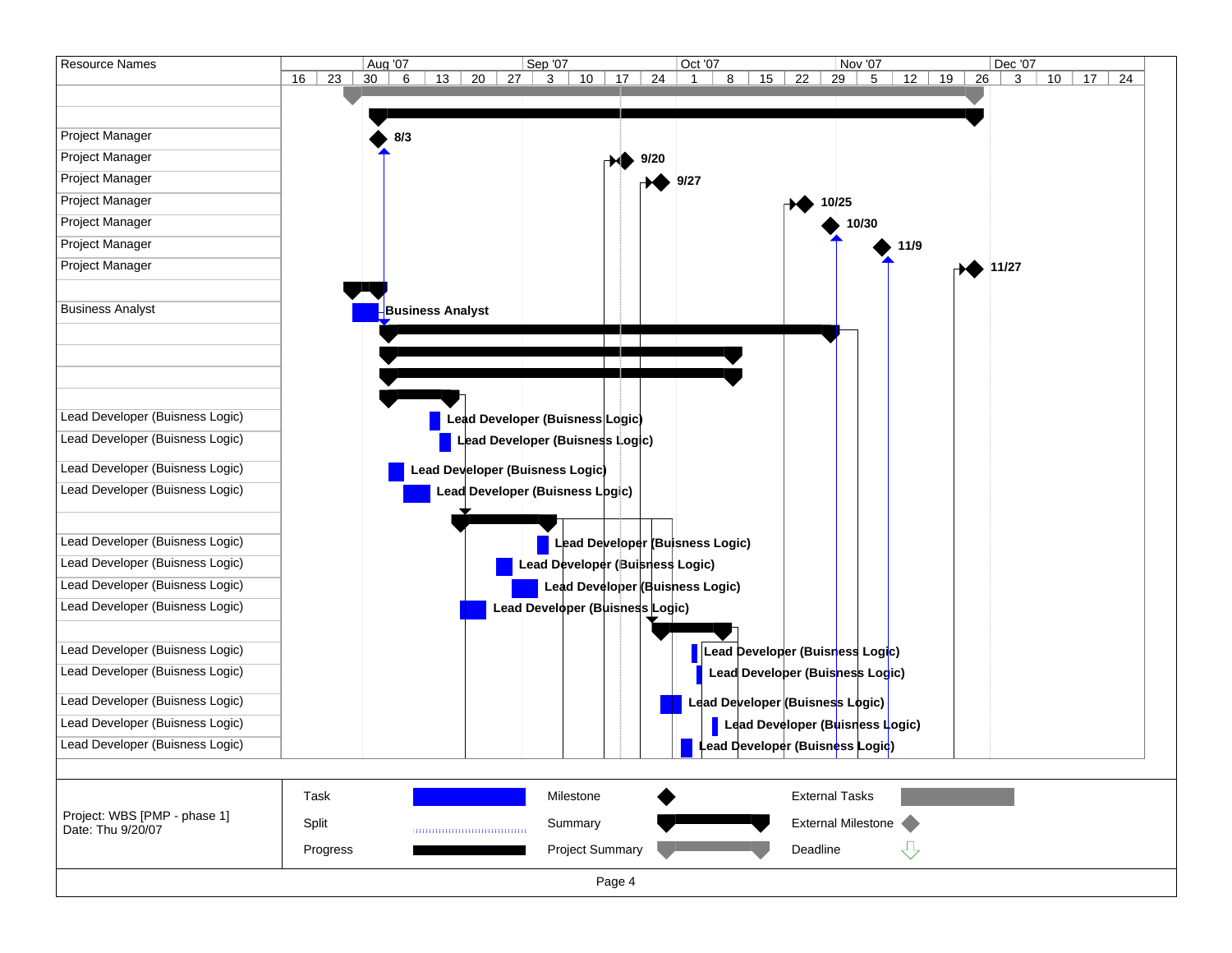| Resource Names |
|---|
| |
| |
| Project Manager |
| Project Manager |
| Project Manager |
| Project Manager |
| Project Manager |
| Project Manager |
| Project Manager |
| |
| Business Analyst |
| |
| |
| |
| |
| Lead Developer (Buisness Logic) |
| Lead Developer (Buisness Logic) |
| Lead Developer (Buisness Logic) |
| Lead Developer (Buisness Logic) |
| |
| Lead Developer (Buisness Logic) |
| Lead Developer (Buisness Logic) |
| Lead Developer (Buisness Logic) |
| Lead Developer (Buisness Logic) |
| |
| Lead Developer (Buisness Logic) |
| Lead Developer (Buisness Logic) |
| Lead Developer (Buisness Logic) |
| Lead Developer (Buisness Logic) |
| Lead Developer (Buisness Logic) |

Timeline: Aug '07, Sep '07, Oct '07, Nov '07, Dec '07 (weeks: 16, 23, 30, 6, 13, 20, 27, 3, 10, 17, 24, 1, 8, 15, 22, 29, 5, 12, 19, 26, 3, 10, 17, 24)

Milestones: 8/3, 9/20, 9/27, 10/25, 10/30, 11/9, 11/27

Project: WBS [PMP - phase 1]
Date: Thu 9/20/07

| | | | | | |
|---|---|---|---|---|---|
| Task | | Milestone | | External Tasks | |
| Split | | Summary | | External Milestone | |
| Progress | | Project Summary | | Deadline | |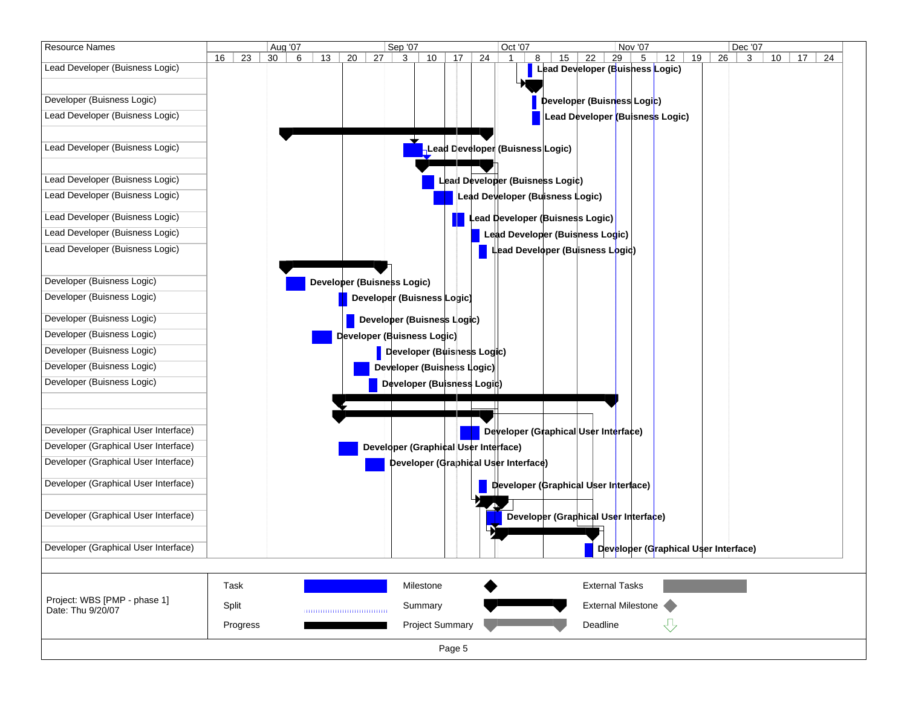| Resource Names |
| --- |
| Lead Developer (Buisness Logic) |
| |
| Developer (Buisness Logic) |
| Lead Developer (Buisness Logic) |
| |
| Lead Developer (Buisness Logic) |
| |
| Lead Developer (Buisness Logic) |
| Lead Developer (Buisness Logic) |
| Lead Developer (Buisness Logic) |
| Lead Developer (Buisness Logic) |
| Lead Developer (Buisness Logic) |
| |
| Developer (Buisness Logic) |
| Developer (Buisness Logic) |
| Developer (Buisness Logic) |
| Developer (Buisness Logic) |
| Developer (Buisness Logic) |
| Developer (Buisness Logic) |
| Developer (Buisness Logic) |
| |
| |
| Developer (Graphical User Interface) |
| Developer (Graphical User Interface) |
| Developer (Graphical User Interface) |
| Developer (Graphical User Interface) |
| |
| Developer (Graphical User Interface) |
| |
| Developer (Graphical User Interface) |

Timeline: Aug '07 | Sep '07 | Oct '07 | Nov '07 | Dec '07
16 | 23 | 30 | 6 | 13 | 20 | 27 | 3 | 10 | 17 | 24 | 1 | 8 | 15 | 22 | 29 | 5 | 12 | 19 | 26 | 3 | 10 | 17 | 24

Project: WBS [PMP - phase 1]
Date: Thu 9/20/07

| | | | | | |
| --- | --- | --- | --- | --- | --- |
| Task | | Milestone | | External Tasks | |
| Split | | Summary | | External Milestone | |
| Progress | | Project Summary | | Deadline | |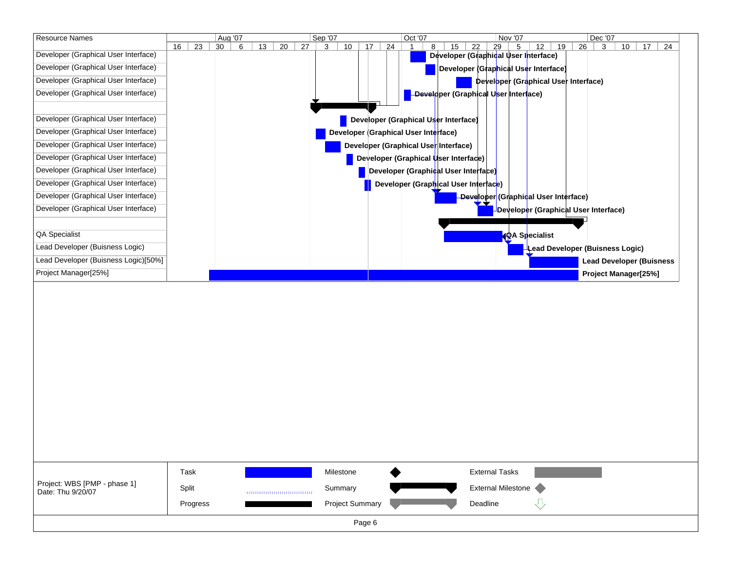| Resource Names |
|---|
| Developer (Graphical User Interface) |
| Developer (Graphical User Interface) |
| Developer (Graphical User Interface) |
| Developer (Graphical User Interface) |
| |
| Developer (Graphical User Interface) |
| Developer (Graphical User Interface) |
| Developer (Graphical User Interface) |
| Developer (Graphical User Interface) |
| Developer (Graphical User Interface) |
| Developer (Graphical User Interface) |
| Developer (Graphical User Interface) |
| Developer (Graphical User Interface) |
| |
| QA Specialist |
| Lead Developer (Buisness Logic) |
| Lead Developer (Buisness Logic)[50%] |
| Project Manager[25%] |

Aug '07 | Sep '07 | Oct '07 | Nov '07 | Dec '07

16 | 23 | 30 | 6 | 13 | 20 | 27 | 3 | 10 | 17 | 24 | 1 | 8 | 15 | 22 | 29 | 5 | 12 | 19 | 26 | 3 | 10 | 17 | 24

Developer (Graphical User Interface)
Developer (Graphical User Interface)
Developer (Graphical User Interface)
Developer (Graphical User Interface)
Developer (Graphical User Interface)
Developer (Graphical User Interface)
Developer (Graphical User Interface)
Developer (Graphical User Interface)
Developer (Graphical User Interface)
Developer (Graphical User Interface)
Developer (Graphical User Interface)
Developer (Graphical User Interface)
QA Specialist
Lead Developer (Buisness Logic)
Lead Developer (Buisness
Project Manager[25%]

Project: WBS [PMP - phase 1]
Date: Thu 9/20/07

| | | | | | |
|---|---|---|---|---|---|
| Task | | Milestone | | External Tasks | |
| Split | | Summary | | External Milestone | |
| Progress | | Project Summary | | Deadline | |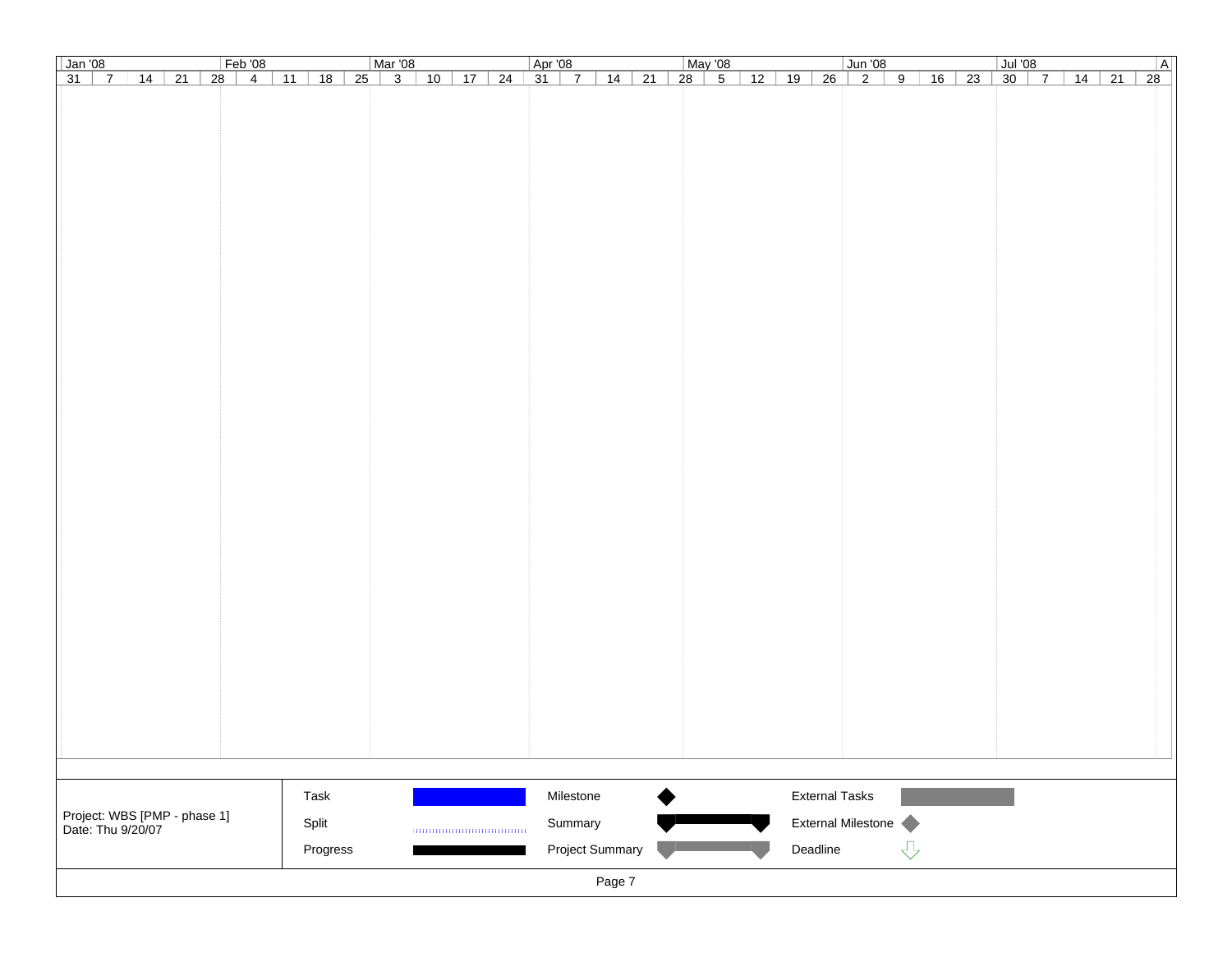| Jan '08 | | | | Feb '08 | | | | Mar '08 | | | | Apr '08 | | | | May '08 | | | | Jun '08 | | | | Jul '08 | | | | A |
|---|---|---|---|---|---|---|---|---|---|---|---|---|---|---|---|---|---|---|---|---|---|---|---|---|---|---|---|---|
| 31 | 7 | 14 | 21 | 28 | 4 | 11 | 18 | 25 | 3 | 10 | 17 | 24 | 31 | 7 | 14 | 21 | 28 | 5 | 12 | 19 | 26 | 2 | 9 | 16 | 23 | 30 | 7 | 14 | 21 | 28 |

Project: WBS [PMP - phase 1]
Date: Thu 9/20/07

| | | | | | |
|---|---|---|---|---|---|
| Task | | Milestone | | External Tasks | |
| Split | | Summary | | External Milestone | |
| Progress | | Project Summary | | Deadline | |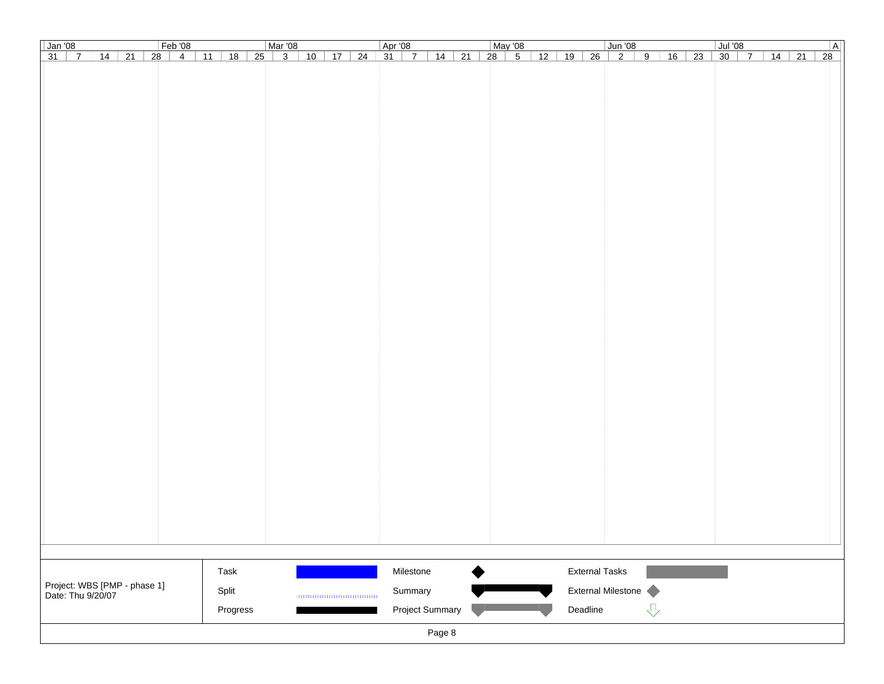| Jan '08 | | | | Feb '08 | | | | Mar '08 | | | | Apr '08 | | | | May '08 | | | | Jun '08 | | | | Jul '08 | | | | A |
|---|---|---|---|---|---|---|---|---|---|---|---|---|---|---|---|---|---|---|---|---|---|---|---|---|---|---|---|---|---|---|
| 31 | 7 | 14 | 21 | 28 | 4 | 11 | 18 | 25 | 3 | 10 | 17 | 24 | 31 | 7 | 14 | 21 | 28 | 5 | 12 | 19 | 26 | 2 | 9 | 16 | 23 | 30 | 7 | 14 | 21 | 28 |

Project: WBS [PMP - phase 1]
Date: Thu 9/20/07

| | | | | | |
|---|---|---|---|---|---|
| Task | | Milestone | | External Tasks | |
| Split | | Summary | | External Milestone | |
| Progress | | Project Summary | | Deadline | |

Page 8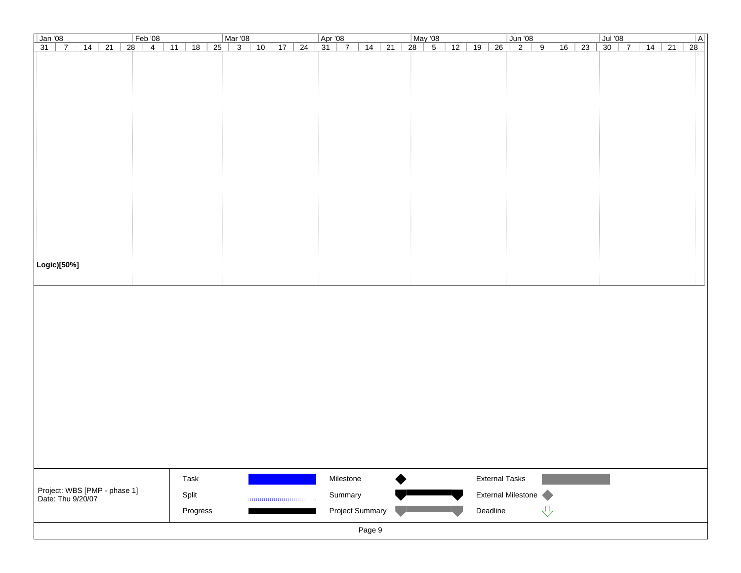Jan '08 | Feb '08 | Mar '08 | Apr '08 | May '08 | Jun '08 | Jul '08 | A

31 | 7 | 14 | 21 | 28 | 4 | 11 | 18 | 25 | 3 | 10 | 17 | 24 | 31 | 7 | 14 | 21 | 28 | 5 | 12 | 19 | 26 | 2 | 9 | 16 | 23 | 30 | 7 | 14 | 21 | 28

**Logic)[50%]**

Project: WBS [PMP - phase 1]
Date: Thu 9/20/07

Task
Split
Progress
Milestone
Summary
Project Summary
External Tasks
External Milestone
Deadline